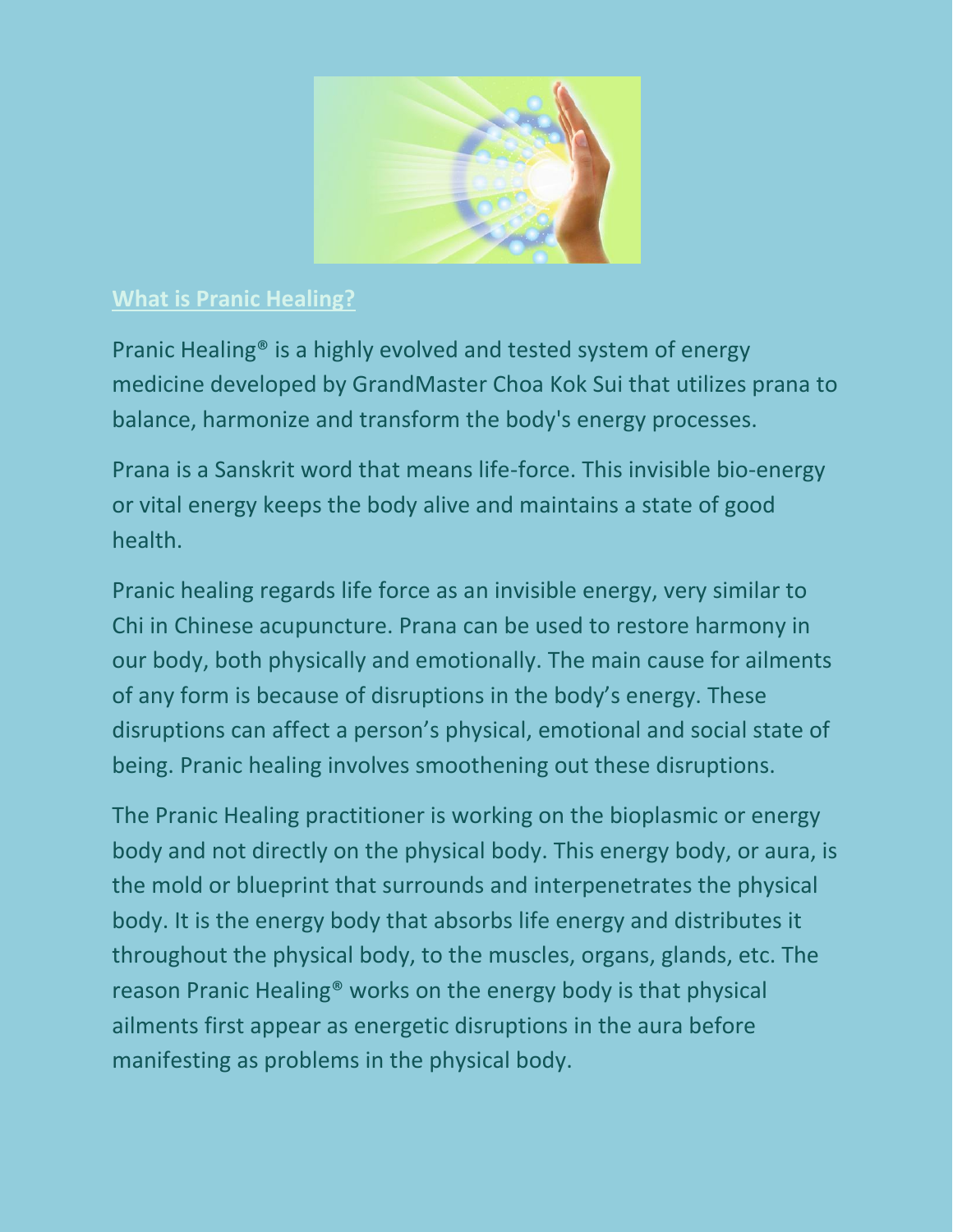## What is Pranic Healing?

Pranic Healing® is a highly evolved and tested system of energy medicine developed by GrandMaster Choa Kok Sui that utilizes prana to balance, harmonize and transform the body's energy processes.

Prana is a Sanskrit word that means life-force. This invisible bio-energy or vital energy keeps the body alive and maintains a state of good health.

Pranic healing regards life force as an invisible energy, very similar to Chi in Chinese acupuncture. Prana can be used to restore harmony in our body, both physically and emotionally. The main cause for ailments of any form is because of disruptions in the body's energy. These disruptions can affect a person's physical, emotional and social state of being. Pranic healing involves smoothening out these disruptions.

The Pranic Healing practitioner is working on the bioplasmic or energy body and not directly on the physical body. This energy body, or aura, is the mold or blueprint that surrounds and interpenetrates the physical body. It is the energy body that absorbs life energy and distributes it throughout the physical body, to the muscles, organs, glands, etc. The reason Pranic Healing® works on the energy body is that physical ailments first appear as energetic disruptions in the aura before manifesting as problems in the physical body.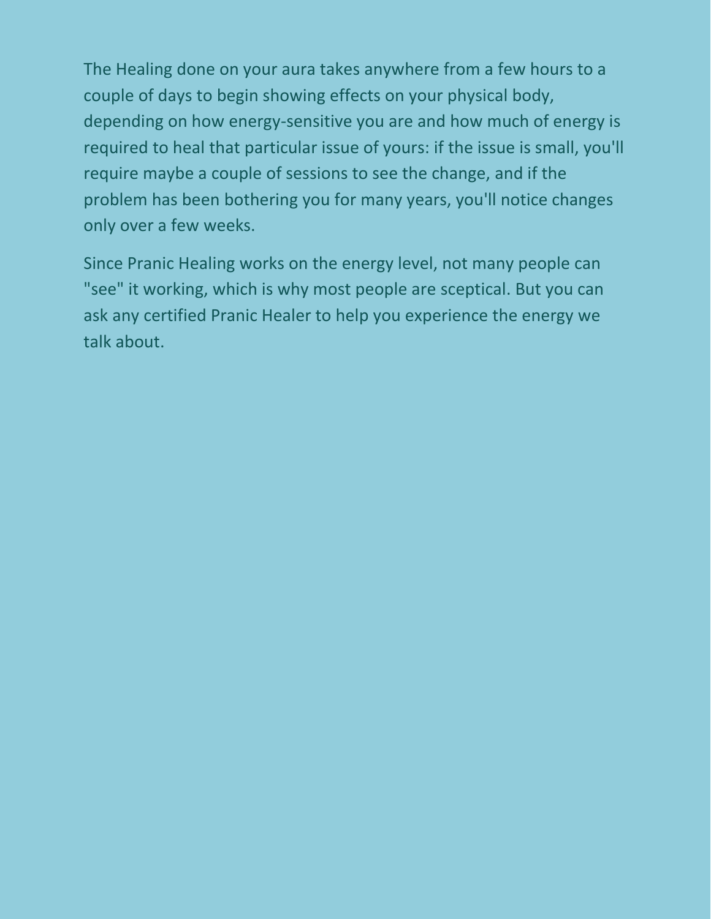The Healing done on your aura takes anywhere from a few hours to a couple of days to begin showing effects on your physical body, depending on how energy-sensitive you are and how much of energy is required to heal that particular issue of yours: if the issue is small, you'll require maybe a couple of sessions to see the change, and if the problem has been bothering you for many years, you'll notice changes only over a few weeks.

Since Pranic Healing works on the energy level, not many people can "see" it working, which is why most people are sceptical. But you can ask any certified Pranic Healer to help you experience the energy we talk about.